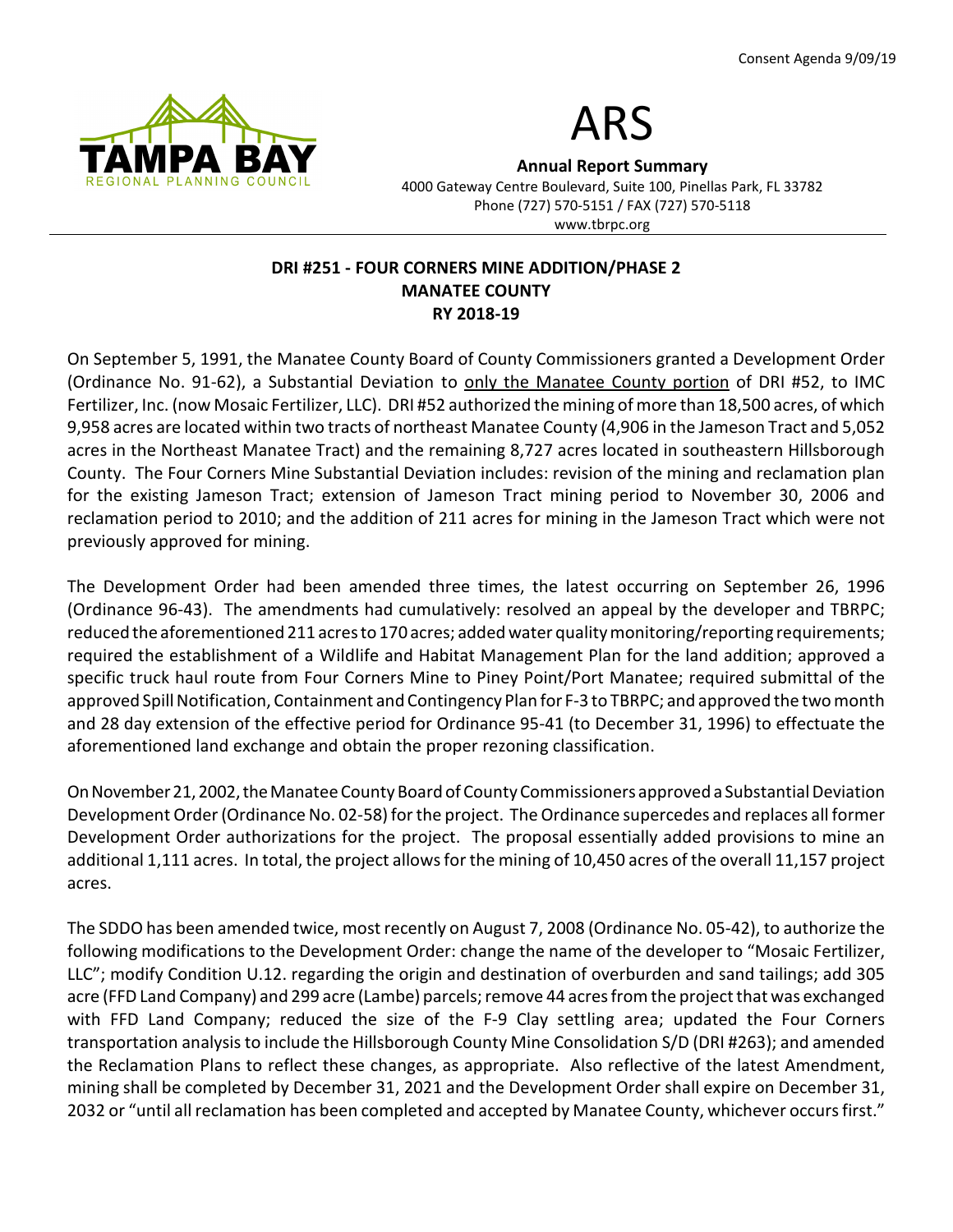Consent Agenda 9/09/19

TAMPA BAY
REGIONAL PLANNING COUNCIL

# ARS

**Annual Report Summary**
4000 Gateway Centre Boulevard, Suite 100, Pinellas Park, FL 33782
Phone (727) 570-5151 / FAX (727) 570-5118
www.tbrpc.org

---

**DRI #251 - FOUR CORNERS MINE ADDITION/PHASE 2**
**MANATEE COUNTY**
**RY 2018-19**

On September 5, 1991, the Manatee County Board of County Commissioners granted a Development Order (Ordinance No. 91-62), a Substantial Deviation to <u>only the Manatee County portion</u> of DRI #52, to IMC Fertilizer, Inc. (now Mosaic Fertilizer, LLC). DRI #52 authorized the mining of more than 18,500 acres, of which 9,958 acres are located within two tracts of northeast Manatee County (4,906 in the Jameson Tract and 5,052 acres in the Northeast Manatee Tract) and the remaining 8,727 acres located in southeastern Hillsborough County. The Four Corners Mine Substantial Deviation includes: revision of the mining and reclamation plan for the existing Jameson Tract; extension of Jameson Tract mining period to November 30, 2006 and reclamation period to 2010; and the addition of 211 acres for mining in the Jameson Tract which were not previously approved for mining.

The Development Order had been amended three times, the latest occurring on September 26, 1996 (Ordinance 96-43). The amendments had cumulatively: resolved an appeal by the developer and TBRPC; reduced the aforementioned 211 acres to 170 acres; added water quality monitoring/reporting requirements; required the establishment of a Wildlife and Habitat Management Plan for the land addition; approved a specific truck haul route from Four Corners Mine to Piney Point/Port Manatee; required submittal of the approved Spill Notification, Containment and Contingency Plan for F-3 to TBRPC; and approved the two month and 28 day extension of the effective period for Ordinance 95-41 (to December 31, 1996) to effectuate the aforementioned land exchange and obtain the proper rezoning classification.

On November 21, 2002, the Manatee County Board of County Commissioners approved a Substantial Deviation Development Order (Ordinance No. 02-58) for the project. The Ordinance supercedes and replaces all former Development Order authorizations for the project. The proposal essentially added provisions to mine an additional 1,111 acres. In total, the project allows for the mining of 10,450 acres of the overall 11,157 project acres.

The SDDO has been amended twice, most recently on August 7, 2008 (Ordinance No. 05-42), to authorize the following modifications to the Development Order: change the name of the developer to "Mosaic Fertilizer, LLC"; modify Condition U.12. regarding the origin and destination of overburden and sand tailings; add 305 acre (FFD Land Company) and 299 acre (Lambe) parcels; remove 44 acres from the project that was exchanged with FFD Land Company; reduced the size of the F-9 Clay settling area; updated the Four Corners transportation analysis to include the Hillsborough County Mine Consolidation S/D (DRI #263); and amended the Reclamation Plans to reflect these changes, as appropriate. Also reflective of the latest Amendment, mining shall be completed by December 31, 2021 and the Development Order shall expire on December 31, 2032 or "until all reclamation has been completed and accepted by Manatee County, whichever occurs first."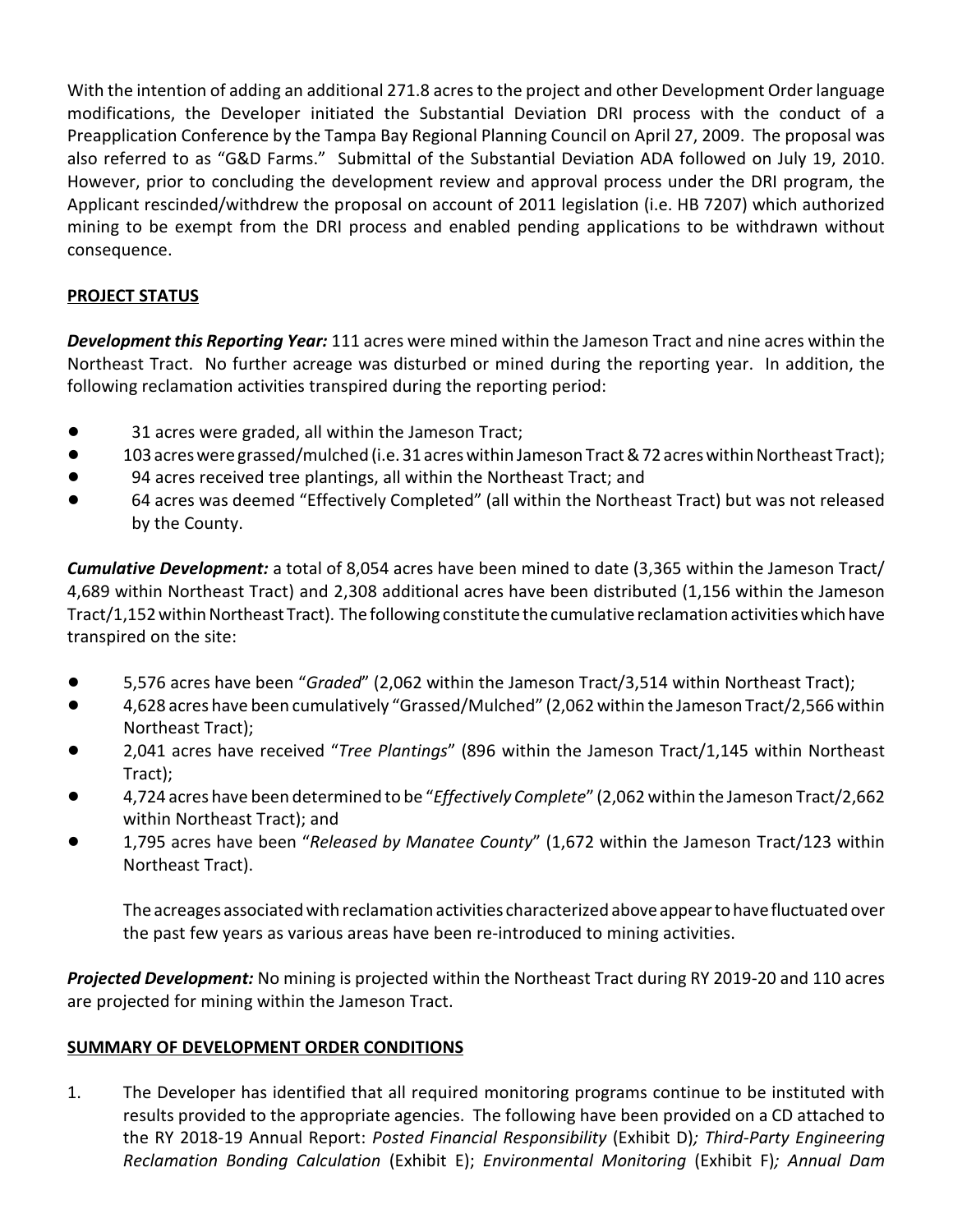With the intention of adding an additional 271.8 acres to the project and other Development Order language modifications, the Developer initiated the Substantial Deviation DRI process with the conduct of a Preapplication Conference by the Tampa Bay Regional Planning Council on April 27, 2009. The proposal was also referred to as "G&D Farms." Submittal of the Substantial Deviation ADA followed on July 19, 2010. However, prior to concluding the development review and approval process under the DRI program, the Applicant rescinded/withdrew the proposal on account of 2011 legislation (i.e. HB 7207) which authorized mining to be exempt from the DRI process and enabled pending applications to be withdrawn without consequence.

## PROJECT STATUS

***Development this Reporting Year:*** 111 acres were mined within the Jameson Tract and nine acres within the Northeast Tract. No further acreage was disturbed or mined during the reporting year. In addition, the following reclamation activities transpired during the reporting period:

- 31 acres were graded, all within the Jameson Tract;
- 103 acres were grassed/mulched (i.e. 31 acres within Jameson Tract & 72 acres within Northeast Tract);
- 94 acres received tree plantings, all within the Northeast Tract; and
- 64 acres was deemed "Effectively Completed" (all within the Northeast Tract) but was not released by the County.

***Cumulative Development:*** a total of 8,054 acres have been mined to date (3,365 within the Jameson Tract/ 4,689 within Northeast Tract) and 2,308 additional acres have been distributed (1,156 within the Jameson Tract/1,152 within Northeast Tract). The following constitute the cumulative reclamation activities which have transpired on the site:

- 5,576 acres have been "*Graded*" (2,062 within the Jameson Tract/3,514 within Northeast Tract);
- 4,628 acres have been cumulatively "Grassed/Mulched" (2,062 within the Jameson Tract/2,566 within Northeast Tract);
- 2,041 acres have received "*Tree Plantings*" (896 within the Jameson Tract/1,145 within Northeast Tract);
- 4,724 acres have been determined to be "*Effectively Complete*" (2,062 within the Jameson Tract/2,662 within Northeast Tract); and
- 1,795 acres have been "*Released by Manatee County*" (1,672 within the Jameson Tract/123 within Northeast Tract).

  The acreages associated with reclamation activities characterized above appear to have fluctuated over the past few years as various areas have been re-introduced to mining activities.

***Projected Development:*** No mining is projected within the Northeast Tract during RY 2019-20 and 110 acres are projected for mining within the Jameson Tract.

## SUMMARY OF DEVELOPMENT ORDER CONDITIONS

1. The Developer has identified that all required monitoring programs continue to be instituted with results provided to the appropriate agencies. The following have been provided on a CD attached to the RY 2018-19 Annual Report: *Posted Financial Responsibility* (Exhibit D)*; Third-Party Engineering Reclamation Bonding Calculation* (Exhibit E); *Environmental Monitoring* (Exhibit F)*; Annual Dam*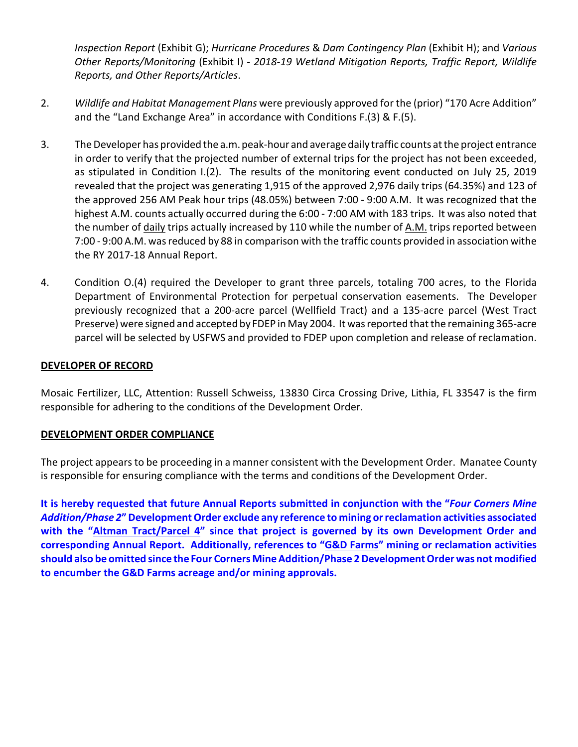*Inspection Report* (Exhibit G); *Hurricane Procedures* & *Dam Contingency Plan* (Exhibit H); and *Various Other Reports/Monitoring* (Exhibit I) - *2018-19 Wetland Mitigation Reports, Traffic Report, Wildlife Reports, and Other Reports/Articles*.

2. *Wildlife and Habitat Management Plans* were previously approved for the (prior) "170 Acre Addition" and the "Land Exchange Area" in accordance with Conditions F.(3) & F.(5).

3. The Developer has provided the a.m. peak-hour and average daily traffic counts at the project entrance in order to verify that the projected number of external trips for the project has not been exceeded, as stipulated in Condition I.(2). The results of the monitoring event conducted on July 25, 2019 revealed that the project was generating 1,915 of the approved 2,976 daily trips (64.35%) and 123 of the approved 256 AM Peak hour trips (48.05%) between 7:00 - 9:00 A.M. It was recognized that the highest A.M. counts actually occurred during the 6:00 - 7:00 AM with 183 trips. It was also noted that the number of <u>daily</u> trips actually increased by 110 while the number of <u>A.M.</u> trips reported between 7:00 - 9:00 A.M. was reduced by 88 in comparison with the traffic counts provided in association withe the RY 2017-18 Annual Report.

4. Condition O.(4) required the Developer to grant three parcels, totaling 700 acres, to the Florida Department of Environmental Protection for perpetual conservation easements. The Developer previously recognized that a 200-acre parcel (Wellfield Tract) and a 135-acre parcel (West Tract Preserve) were signed and accepted by FDEP in May 2004. It was reported that the remaining 365-acre parcel will be selected by USFWS and provided to FDEP upon completion and release of reclamation.

## <u>DEVELOPER OF RECORD</u>

Mosaic Fertilizer, LLC, Attention: Russell Schweiss, 13830 Circa Crossing Drive, Lithia, FL 33547 is the firm responsible for adhering to the conditions of the Development Order.

## <u>DEVELOPMENT ORDER COMPLIANCE</u>

The project appears to be proceeding in a manner consistent with the Development Order. Manatee County is responsible for ensuring compliance with the terms and conditions of the Development Order.

**It is hereby requested that future Annual Reports submitted in conjunction with the "*Four Corners Mine Addition/Phase 2*" Development Order exclude any reference to mining or reclamation activities associated with the "<u>Altman Tract/Parcel 4</u>" since that project is governed by its own Development Order and corresponding Annual Report. Additionally, references to "<u>G&D Farms</u>" mining or reclamation activities should also be omitted since the Four Corners Mine Addition/Phase 2 Development Order was not modified to encumber the G&D Farms acreage and/or mining approvals.**